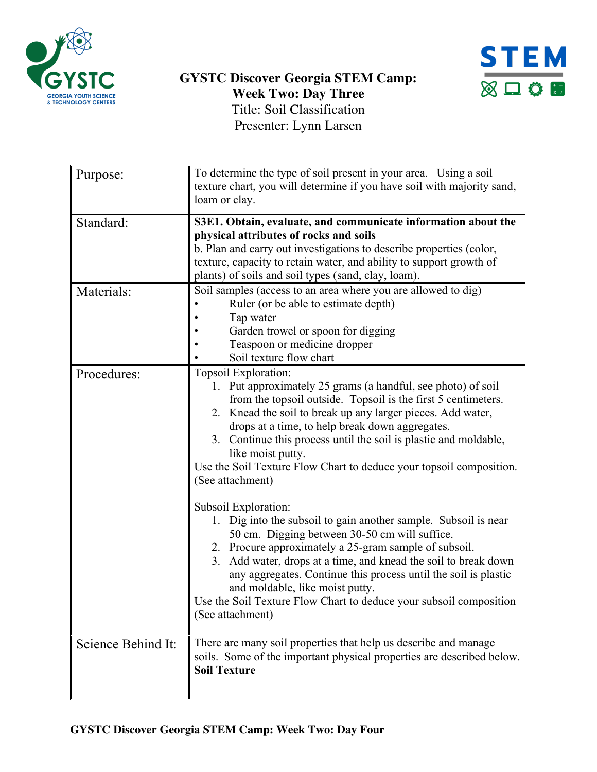# GYSTC Discover Georgia STEM Camp: Week Two: Day Three

Title: Soil Classification

Presenter: Lynn Larsen

| | |
|---|---|
| Purpose: | To determine the type of soil present in your area. Using a soil texture chart, you will determine if you have soil with majority sand, loam or clay. |
| Standard: | **S3E1. Obtain, evaluate, and communicate information about the physical attributes of rocks and soils**<br>b. Plan and carry out investigations to describe properties (color, texture, capacity to retain water, and ability to support growth of plants) of soils and soil types (sand, clay, loam). |
| Materials: | Soil samples (access to an area where you are allowed to dig)<br>• Ruler (or be able to estimate depth)<br>• Tap water<br>• Garden trowel or spoon for digging<br>• Teaspoon or medicine dropper<br>• Soil texture flow chart |
| Procedures: | Topsoil Exploration:<br>1. Put approximately 25 grams (a handful, see photo) of soil from the topsoil outside. Topsoil is the first 5 centimeters.<br>2. Knead the soil to break up any larger pieces. Add water, drops at a time, to help break down aggregates.<br>3. Continue this process until the soil is plastic and moldable, like moist putty.<br>Use the Soil Texture Flow Chart to deduce your topsoil composition. (See attachment)<br><br>Subsoil Exploration:<br>1. Dig into the subsoil to gain another sample. Subsoil is near 50 cm. Digging between 30-50 cm will suffice.<br>2. Procure approximately a 25-gram sample of subsoil.<br>3. Add water, drops at a time, and knead the soil to break down any aggregates. Continue this process until the soil is plastic and moldable, like moist putty.<br>Use the Soil Texture Flow Chart to deduce your subsoil composition (See attachment) |
| Science Behind It: | There are many soil properties that help us describe and manage soils. Some of the important physical properties are described below.<br>**Soil Texture** |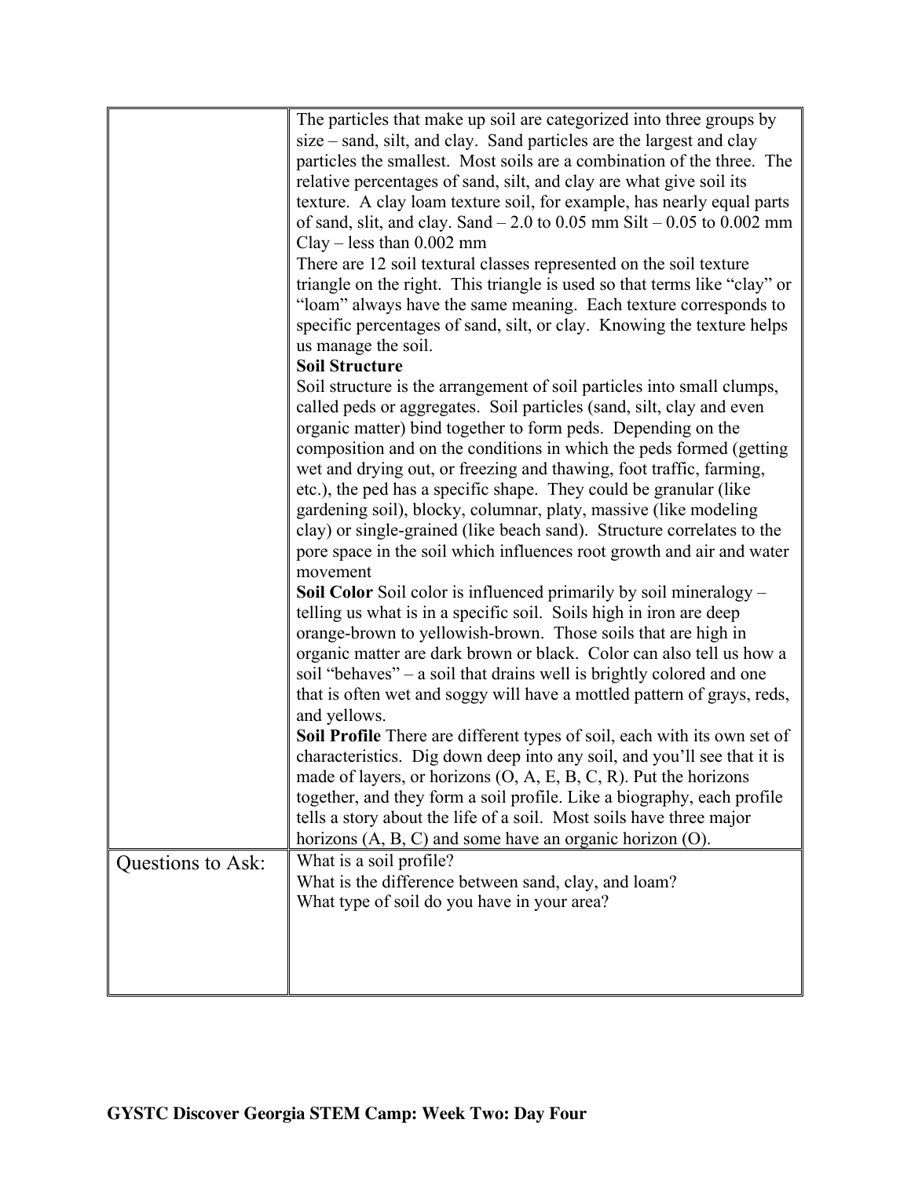| | |
|---|---|
| | The particles that make up soil are categorized into three groups by size – sand, silt, and clay. Sand particles are the largest and clay particles the smallest. Most soils are a combination of the three. The relative percentages of sand, silt, and clay are what give soil its texture. A clay loam texture soil, for example, has nearly equal parts of sand, slit, and clay. Sand – 2.0 to 0.05 mm Silt – 0.05 to 0.002 mm Clay – less than 0.002 mm<br>There are 12 soil textural classes represented on the soil texture triangle on the right. This triangle is used so that terms like "clay" or "loam" always have the same meaning. Each texture corresponds to specific percentages of sand, silt, or clay. Knowing the texture helps us manage the soil.<br>**Soil Structure**<br>Soil structure is the arrangement of soil particles into small clumps, called peds or aggregates. Soil particles (sand, silt, clay and even organic matter) bind together to form peds. Depending on the composition and on the conditions in which the peds formed (getting wet and drying out, or freezing and thawing, foot traffic, farming, etc.), the ped has a specific shape. They could be granular (like gardening soil), blocky, columnar, platy, massive (like modeling clay) or single-grained (like beach sand). Structure correlates to the pore space in the soil which influences root growth and air and water movement<br>**Soil Color** Soil color is influenced primarily by soil mineralogy – telling us what is in a specific soil. Soils high in iron are deep orange-brown to yellowish-brown. Those soils that are high in organic matter are dark brown or black. Color can also tell us how a soil "behaves" – a soil that drains well is brightly colored and one that is often wet and soggy will have a mottled pattern of grays, reds, and yellows.<br>**Soil Profile** There are different types of soil, each with its own set of characteristics. Dig down deep into any soil, and you'll see that it is made of layers, or horizons (O, A, E, B, C, R). Put the horizons together, and they form a soil profile. Like a biography, each profile tells a story about the life of a soil. Most soils have three major horizons (A, B, C) and some have an organic horizon (O). |
| Questions to Ask: | What is a soil profile?<br>What is the difference between sand, clay, and loam?<br>What type of soil do you have in your area? |

**GYSTC Discover Georgia STEM Camp: Week Two: Day Four**